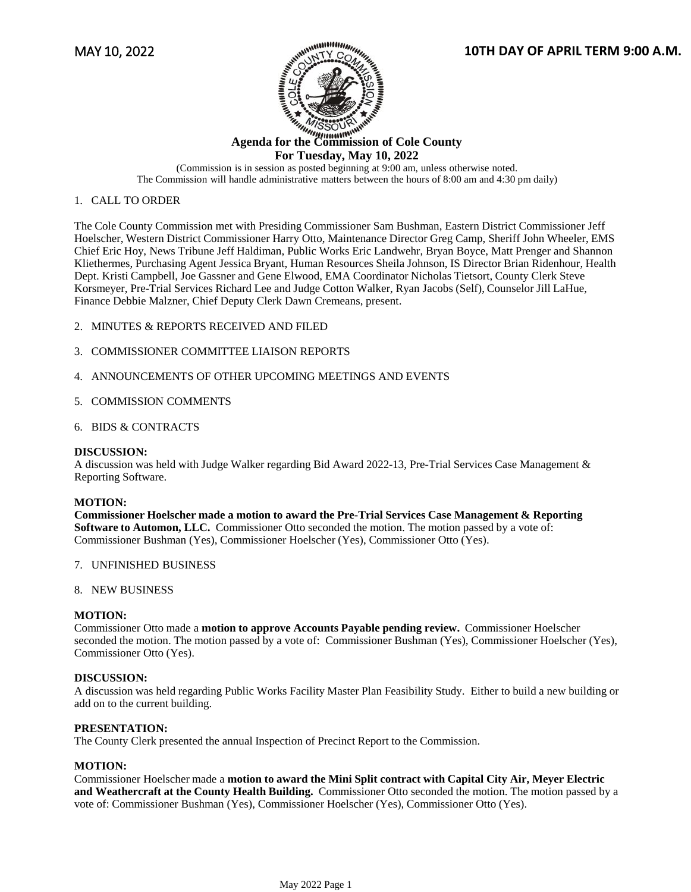MAY 10, 2022 **10TH DAY OF APRIL TERM 9:00 A.M.**

**Agenda for the Commission of Cole County**
**For Tuesday, May 10, 2022**
(Commission is in session as posted beginning at 9:00 am, unless otherwise noted.
The Commission will handle administrative matters between the hours of 8:00 am and 4:30 pm daily)

1. CALL TO ORDER

The Cole County Commission met with Presiding Commissioner Sam Bushman, Eastern District Commissioner Jeff Hoelscher, Western District Commissioner Harry Otto, Maintenance Director Greg Camp, Sheriff John Wheeler, EMS Chief Eric Hoy, News Tribune Jeff Haldiman, Public Works Eric Landwehr, Bryan Boyce, Matt Prenger and Shannon Kliethermes, Purchasing Agent Jessica Bryant, Human Resources Sheila Johnson, IS Director Brian Ridenhour, Health Dept. Kristi Campbell, Joe Gassner and Gene Elwood, EMA Coordinator Nicholas Tietsort, County Clerk Steve Korsmeyer, Pre-Trial Services Richard Lee and Judge Cotton Walker, Ryan Jacobs (Self), Counselor Jill LaHue, Finance Debbie Malzner, Chief Deputy Clerk Dawn Cremeans, present.

2. MINUTES & REPORTS RECEIVED AND FILED

3. COMMISSIONER COMMITTEE LIAISON REPORTS

4. ANNOUNCEMENTS OF OTHER UPCOMING MEETINGS AND EVENTS

5. COMMISSION COMMENTS

6. BIDS & CONTRACTS

**DISCUSSION:**
A discussion was held with Judge Walker regarding Bid Award 2022-13, Pre-Trial Services Case Management & Reporting Software.

**MOTION:**
**Commissioner Hoelscher made a motion to award the Pre-Trial Services Case Management & Reporting Software to Automon, LLC.** Commissioner Otto seconded the motion. The motion passed by a vote of: Commissioner Bushman (Yes), Commissioner Hoelscher (Yes), Commissioner Otto (Yes).

7. UNFINISHED BUSINESS

8. NEW BUSINESS

**MOTION:**
Commissioner Otto made a **motion to approve Accounts Payable pending review.** Commissioner Hoelscher seconded the motion. The motion passed by a vote of: Commissioner Bushman (Yes), Commissioner Hoelscher (Yes), Commissioner Otto (Yes).

**DISCUSSION:**
A discussion was held regarding Public Works Facility Master Plan Feasibility Study. Either to build a new building or add on to the current building.

**PRESENTATION:**
The County Clerk presented the annual Inspection of Precinct Report to the Commission.

**MOTION:**
Commissioner Hoelscher made a **motion to award the Mini Split contract with Capital City Air, Meyer Electric and Weathercraft at the County Health Building.** Commissioner Otto seconded the motion. The motion passed by a vote of: Commissioner Bushman (Yes), Commissioner Hoelscher (Yes), Commissioner Otto (Yes).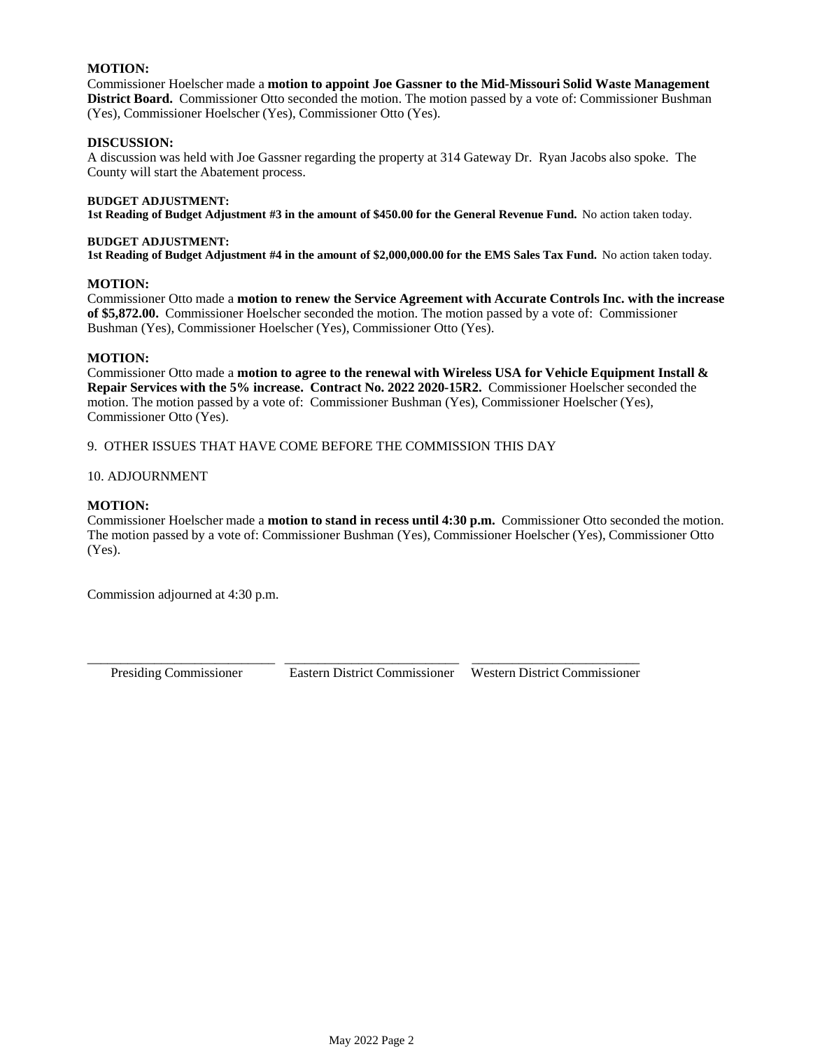**MOTION:**
Commissioner Hoelscher made a **motion to appoint Joe Gassner to the Mid-Missouri Solid Waste Management District Board.** Commissioner Otto seconded the motion. The motion passed by a vote of: Commissioner Bushman (Yes), Commissioner Hoelscher (Yes), Commissioner Otto (Yes).

**DISCUSSION:**
A discussion was held with Joe Gassner regarding the property at 314 Gateway Dr. Ryan Jacobs also spoke. The County will start the Abatement process.

**BUDGET ADJUSTMENT:**
**1st Reading of Budget Adjustment #3 in the amount of $450.00 for the General Revenue Fund.** No action taken today.

**BUDGET ADJUSTMENT:**
**1st Reading of Budget Adjustment #4 in the amount of $2,000,000.00 for the EMS Sales Tax Fund.** No action taken today.

**MOTION:**
Commissioner Otto made a **motion to renew the Service Agreement with Accurate Controls Inc. with the increase of $5,872.00.** Commissioner Hoelscher seconded the motion. The motion passed by a vote of: Commissioner Bushman (Yes), Commissioner Hoelscher (Yes), Commissioner Otto (Yes).

**MOTION:**
Commissioner Otto made a **motion to agree to the renewal with Wireless USA for Vehicle Equipment Install & Repair Services with the 5% increase. Contract No. 2022 2020-15R2.** Commissioner Hoelscher seconded the motion. The motion passed by a vote of: Commissioner Bushman (Yes), Commissioner Hoelscher (Yes), Commissioner Otto (Yes).

9. OTHER ISSUES THAT HAVE COME BEFORE THE COMMISSION THIS DAY

10. ADJOURNMENT

**MOTION:**
Commissioner Hoelscher made a **motion to stand in recess until 4:30 p.m.** Commissioner Otto seconded the motion. The motion passed by a vote of: Commissioner Bushman (Yes), Commissioner Hoelscher (Yes), Commissioner Otto (Yes).

Commission adjourned at 4:30 p.m.

\_\_\_\_\_\_\_\_\_\_\_\_\_\_\_\_\_\_\_\_\_\_\_\_\_\_\_\_ \_\_\_\_\_\_\_\_\_\_\_\_\_\_\_\_\_\_\_\_\_\_\_\_\_\_\_\_ \_\_\_\_\_\_\_\_\_\_\_\_\_\_\_\_\_\_\_\_\_\_\_\_\_\_\_\_

Presiding Commissioner | Eastern District Commissioner | Western District Commissioner